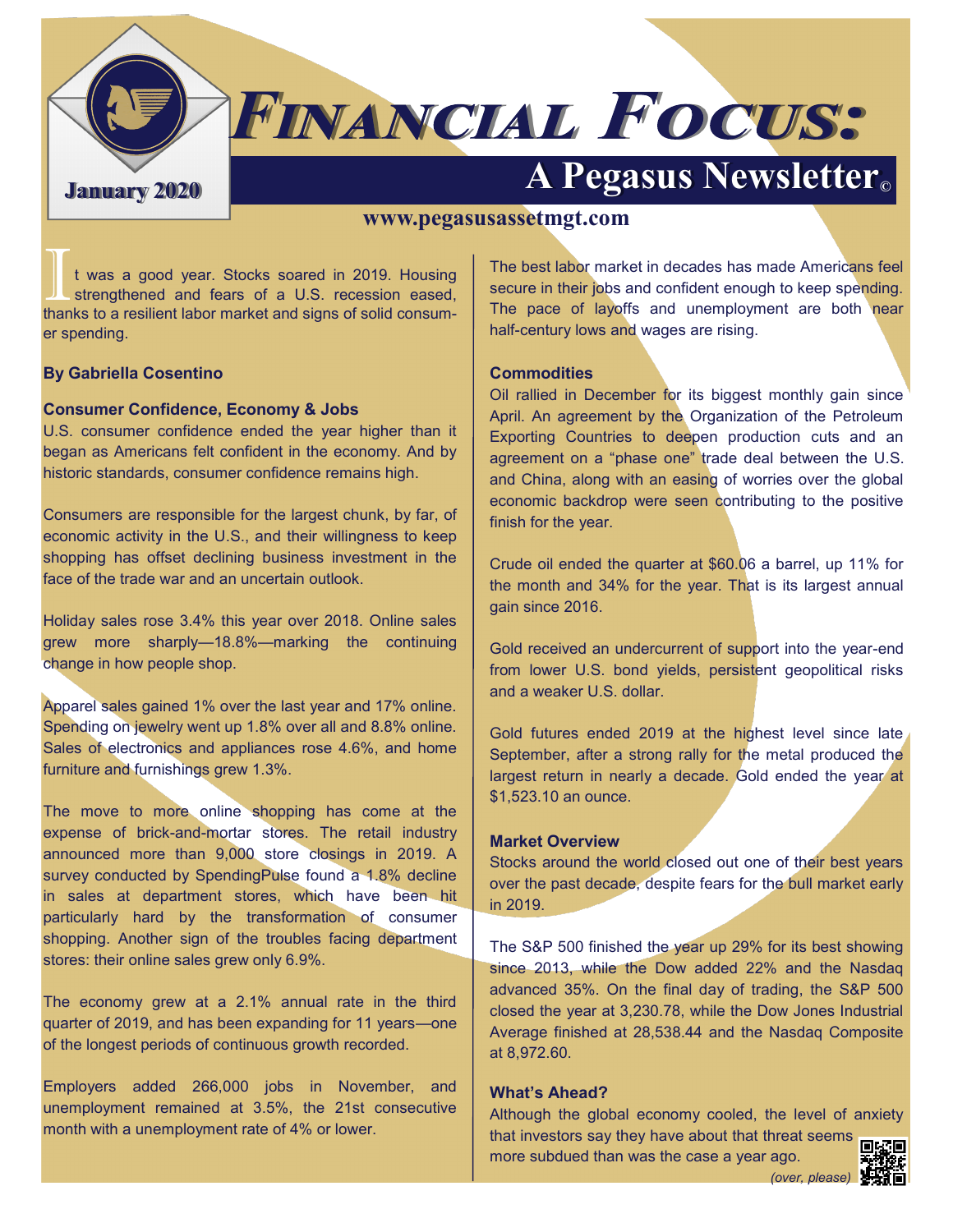# Financial Focus:

## A Pegasus Newsletter©

**January 2020**

www.pegasusassetmgt.com

It was a good year. Stocks soared in 2019. Housing strengthened and fears of a U.S. recession eased, thanks to a resilient labor market and signs of solid consumer spending.

**By Gabriella Cosentino**

### Consumer Confidence, Economy & Jobs

U.S. consumer confidence ended the year higher than it began as Americans felt confident in the economy. And by historic standards, consumer confidence remains high.

Consumers are responsible for the largest chunk, by far, of economic activity in the U.S., and their willingness to keep shopping has offset declining business investment in the face of the trade war and an uncertain outlook.

Holiday sales rose 3.4% this year over 2018. Online sales grew more sharply—18.8%—marking the continuing change in how people shop.

Apparel sales gained 1% over the last year and 17% online. Spending on jewelry went up 1.8% over all and 8.8% online. Sales of electronics and appliances rose 4.6%, and home furniture and furnishings grew 1.3%.

The move to more online shopping has come at the expense of brick-and-mortar stores. The retail industry announced more than 9,000 store closings in 2019. A survey conducted by SpendingPulse found a 1.8% decline in sales at department stores, which have been hit particularly hard by the transformation of consumer shopping. Another sign of the troubles facing department stores: their online sales grew only 6.9%.

The economy grew at a 2.1% annual rate in the third quarter of 2019, and has been expanding for 11 years—one of the longest periods of continuous growth recorded.

Employers added 266,000 jobs in November, and unemployment remained at 3.5%, the 21st consecutive month with a unemployment rate of 4% or lower.

The best labor market in decades has made Americans feel secure in their jobs and confident enough to keep spending. The pace of layoffs and unemployment are both near half-century lows and wages are rising.

### Commodities

Oil rallied in December for its biggest monthly gain since April. An agreement by the Organization of the Petroleum Exporting Countries to deepen production cuts and an agreement on a "phase one" trade deal between the U.S. and China, along with an easing of worries over the global economic backdrop were seen contributing to the positive finish for the year.

Crude oil ended the quarter at $60.06 a barrel, up 11% for the month and 34% for the year. That is its largest annual gain since 2016.

Gold received an undercurrent of support into the year-end from lower U.S. bond yields, persistent geopolitical risks and a weaker U.S. dollar.

Gold futures ended 2019 at the highest level since late September, after a strong rally for the metal produced the largest return in nearly a decade. Gold ended the year at $1,523.10 an ounce.

### Market Overview

Stocks around the world closed out one of their best years over the past decade, despite fears for the bull market early in 2019.

The S&P 500 finished the year up 29% for its best showing since 2013, while the Dow added 22% and the Nasdaq advanced 35%. On the final day of trading, the S&P 500 closed the year at 3,230.78, while the Dow Jones Industrial Average finished at 28,538.44 and the Nasdaq Composite at 8,972.60.

### What's Ahead?

Although the global economy cooled, the level of anxiety that investors say they have about that threat seems more subdued than was the case a year ago.

*(over, please)*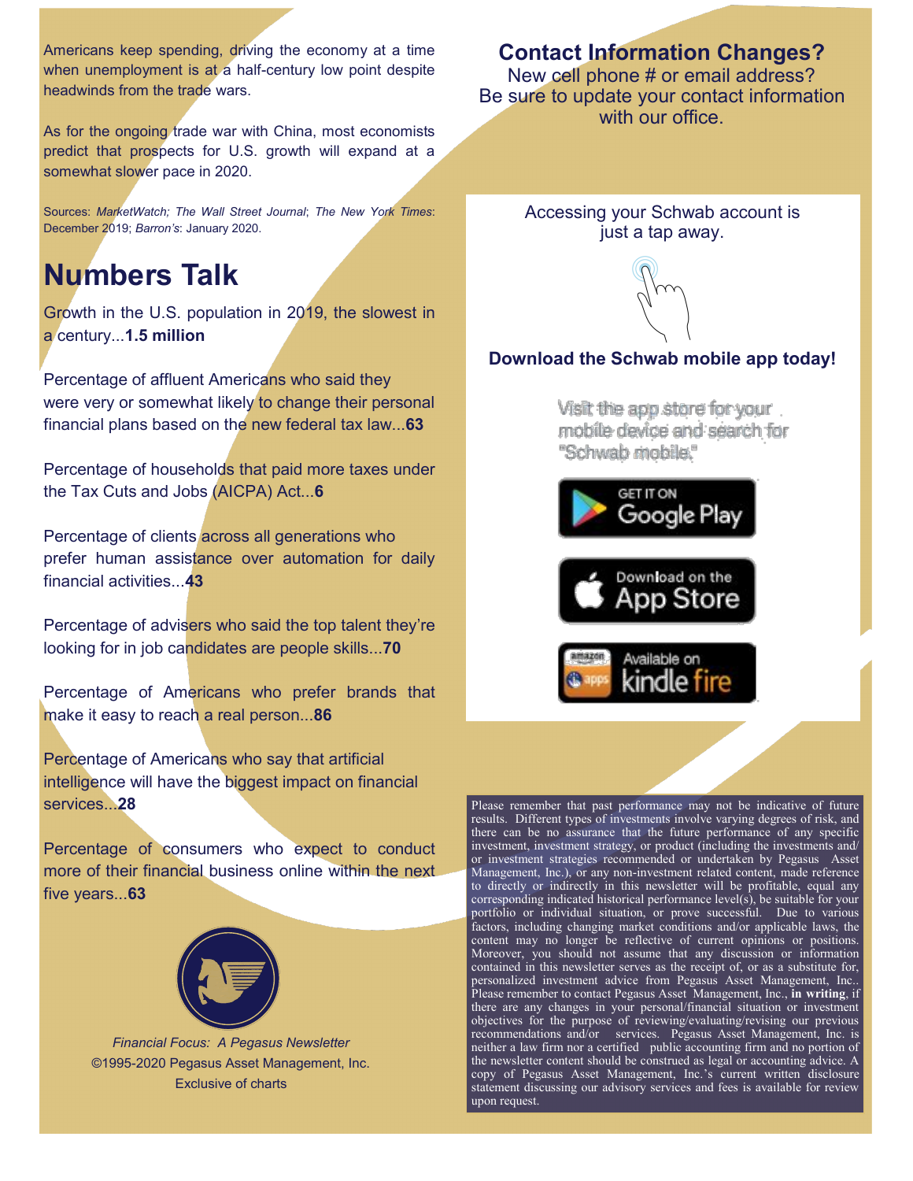Americans keep spending, driving the economy at a time when unemployment is at a half-century low point despite headwinds from the trade wars.

As for the ongoing trade war with China, most economists predict that prospects for U.S. growth will expand at a somewhat slower pace in 2020.

Sources: *MarketWatch; The Wall Street Journal*; *The New York Times*: December 2019; *Barron's*: January 2020.

# Numbers Talk

Growth in the U.S. population in 2019, the slowest in a century...**1.5 million**

Percentage of affluent Americans who said they were very or somewhat likely to change their personal financial plans based on the new federal tax law...**63**

Percentage of households that paid more taxes under the Tax Cuts and Jobs (AICPA) Act...**6**

Percentage of clients across all generations who prefer human assistance over automation for daily financial activities...**43**

Percentage of advisers who said the top talent they're looking for in job candidates are people skills...**70**

Percentage of Americans who prefer brands that make it easy to reach a real person...**86**

Percentage of Americans who say that artificial intelligence will have the biggest impact on financial services...**28**

Percentage of consumers who expect to conduct more of their financial business online within the next five years...**63**

*Financial Focus: A Pegasus Newsletter*
©1995-2020 Pegasus Asset Management, Inc.
Exclusive of charts

## Contact Information Changes?

New cell phone # or email address?
Be sure to update your contact information with our office.

Accessing your Schwab account is just a tap away.

**Download the Schwab mobile app today!**

Visit the app store for your mobile device and search for "Schwab mobile."

GET IT ON Google Play

Download on the App Store

amazon apps Available on kindle fire

Please remember that past performance may not be indicative of future results. Different types of investments involve varying degrees of risk, and there can be no assurance that the future performance of any specific investment, investment strategy, or product (including the investments and/or investment strategies recommended or undertaken by Pegasus Asset Management, Inc.), or any non-investment related content, made reference to directly or indirectly in this newsletter will be profitable, equal any corresponding indicated historical performance level(s), be suitable for your portfolio or individual situation, or prove successful. Due to various factors, including changing market conditions and/or applicable laws, the content may no longer be reflective of current opinions or positions. Moreover, you should not assume that any discussion or information contained in this newsletter serves as the receipt of, or as a substitute for, personalized investment advice from Pegasus Asset Management, Inc.. Please remember to contact Pegasus Asset Management, Inc., **in writing**, if there are any changes in your personal/financial situation or investment objectives for the purpose of reviewing/evaluating/revising our previous recommendations and/or services. Pegasus Asset Management, Inc. is neither a law firm nor a certified public accounting firm and no portion of the newsletter content should be construed as legal or accounting advice. A copy of Pegasus Asset Management, Inc.'s current written disclosure statement discussing our advisory services and fees is available for review upon request.